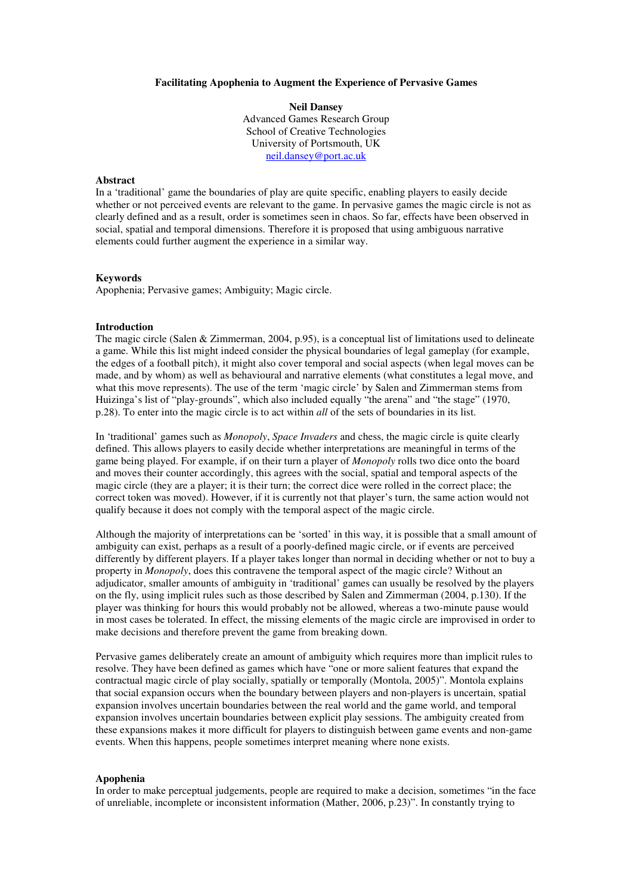# Facilitating Apophenia to Augment the Experience of Pervasive Games

**Neil Dansey**
Advanced Games Research Group
School of Creative Technologies
University of Portsmouth, UK
neil.dansey@port.ac.uk

## Abstract

In a 'traditional' game the boundaries of play are quite specific, enabling players to easily decide whether or not perceived events are relevant to the game. In pervasive games the magic circle is not as clearly defined and as a result, order is sometimes seen in chaos. So far, effects have been observed in social, spatial and temporal dimensions. Therefore it is proposed that using ambiguous narrative elements could further augment the experience in a similar way.

## Keywords

Apophenia; Pervasive games; Ambiguity; Magic circle.

## Introduction

The magic circle (Salen & Zimmerman, 2004, p.95), is a conceptual list of limitations used to delineate a game. While this list might indeed consider the physical boundaries of legal gameplay (for example, the edges of a football pitch), it might also cover temporal and social aspects (when legal moves can be made, and by whom) as well as behavioural and narrative elements (what constitutes a legal move, and what this move represents). The use of the term 'magic circle' by Salen and Zimmerman stems from Huizinga's list of "play-grounds", which also included equally "the arena" and "the stage" (1970, p.28). To enter into the magic circle is to act within *all* of the sets of boundaries in its list.

In 'traditional' games such as *Monopoly*, *Space Invaders* and chess, the magic circle is quite clearly defined. This allows players to easily decide whether interpretations are meaningful in terms of the game being played. For example, if on their turn a player of *Monopoly* rolls two dice onto the board and moves their counter accordingly, this agrees with the social, spatial and temporal aspects of the magic circle (they are a player; it is their turn; the correct dice were rolled in the correct place; the correct token was moved). However, if it is currently not that player's turn, the same action would not qualify because it does not comply with the temporal aspect of the magic circle.

Although the majority of interpretations can be 'sorted' in this way, it is possible that a small amount of ambiguity can exist, perhaps as a result of a poorly-defined magic circle, or if events are perceived differently by different players. If a player takes longer than normal in deciding whether or not to buy a property in *Monopoly*, does this contravene the temporal aspect of the magic circle? Without an adjudicator, smaller amounts of ambiguity in 'traditional' games can usually be resolved by the players on the fly, using implicit rules such as those described by Salen and Zimmerman (2004, p.130). If the player was thinking for hours this would probably not be allowed, whereas a two-minute pause would in most cases be tolerated. In effect, the missing elements of the magic circle are improvised in order to make decisions and therefore prevent the game from breaking down.

Pervasive games deliberately create an amount of ambiguity which requires more than implicit rules to resolve. They have been defined as games which have "one or more salient features that expand the contractual magic circle of play socially, spatially or temporally (Montola, 2005)". Montola explains that social expansion occurs when the boundary between players and non-players is uncertain, spatial expansion involves uncertain boundaries between the real world and the game world, and temporal expansion involves uncertain boundaries between explicit play sessions. The ambiguity created from these expansions makes it more difficult for players to distinguish between game events and non-game events. When this happens, people sometimes interpret meaning where none exists.

## Apophenia

In order to make perceptual judgements, people are required to make a decision, sometimes "in the face of unreliable, incomplete or inconsistent information (Mather, 2006, p.23)". In constantly trying to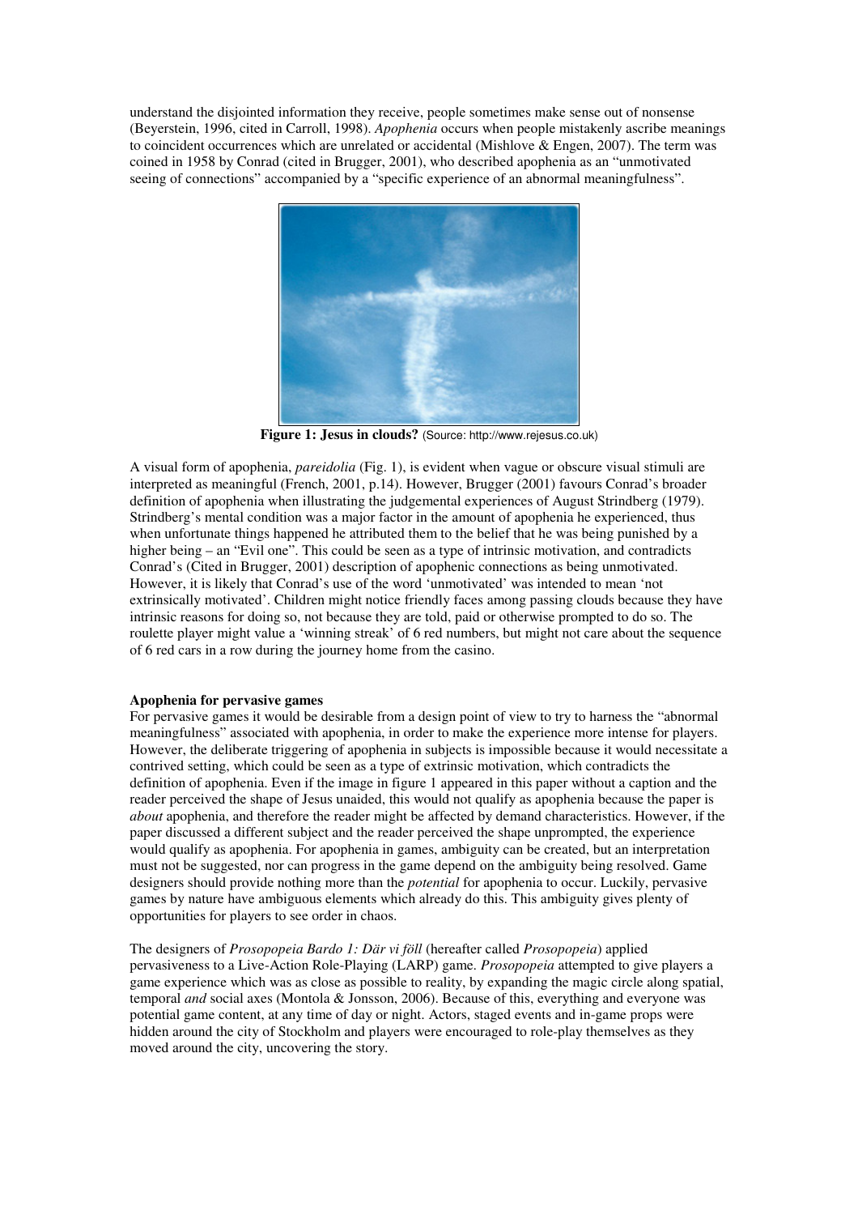understand the disjointed information they receive, people sometimes make sense out of nonsense (Beyerstein, 1996, cited in Carroll, 1998). *Apophenia* occurs when people mistakenly ascribe meanings to coincident occurrences which are unrelated or accidental (Mishlove & Engen, 2007). The term was coined in 1958 by Conrad (cited in Brugger, 2001), who described apophenia as an "unmotivated seeing of connections" accompanied by a "specific experience of an abnormal meaningfulness".

**Figure 1: Jesus in clouds?** (Source: http://www.rejesus.co.uk)

A visual form of apophenia, *pareidolia* (Fig. 1), is evident when vague or obscure visual stimuli are interpreted as meaningful (French, 2001, p.14). However, Brugger (2001) favours Conrad's broader definition of apophenia when illustrating the judgemental experiences of August Strindberg (1979). Strindberg's mental condition was a major factor in the amount of apophenia he experienced, thus when unfortunate things happened he attributed them to the belief that he was being punished by a higher being – an "Evil one". This could be seen as a type of intrinsic motivation, and contradicts Conrad's (Cited in Brugger, 2001) description of apophenic connections as being unmotivated. However, it is likely that Conrad's use of the word 'unmotivated' was intended to mean 'not extrinsically motivated'. Children might notice friendly faces among passing clouds because they have intrinsic reasons for doing so, not because they are told, paid or otherwise prompted to do so. The roulette player might value a 'winning streak' of 6 red numbers, but might not care about the sequence of 6 red cars in a row during the journey home from the casino.

**Apophenia for pervasive games**

For pervasive games it would be desirable from a design point of view to try to harness the "abnormal meaningfulness" associated with apophenia, in order to make the experience more intense for players. However, the deliberate triggering of apophenia in subjects is impossible because it would necessitate a contrived setting, which could be seen as a type of extrinsic motivation, which contradicts the definition of apophenia. Even if the image in figure 1 appeared in this paper without a caption and the reader perceived the shape of Jesus unaided, this would not qualify as apophenia because the paper is *about* apophenia, and therefore the reader might be affected by demand characteristics. However, if the paper discussed a different subject and the reader perceived the shape unprompted, the experience would qualify as apophenia. For apophenia in games, ambiguity can be created, but an interpretation must not be suggested, nor can progress in the game depend on the ambiguity being resolved. Game designers should provide nothing more than the *potential* for apophenia to occur. Luckily, pervasive games by nature have ambiguous elements which already do this. This ambiguity gives plenty of opportunities for players to see order in chaos.

The designers of *Prosopopeia Bardo 1: Där vi föll* (hereafter called *Prosopopeia*) applied pervasiveness to a Live-Action Role-Playing (LARP) game. *Prosopopeia* attempted to give players a game experience which was as close as possible to reality, by expanding the magic circle along spatial, temporal *and* social axes (Montola & Jonsson, 2006). Because of this, everything and everyone was potential game content, at any time of day or night. Actors, staged events and in-game props were hidden around the city of Stockholm and players were encouraged to role-play themselves as they moved around the city, uncovering the story.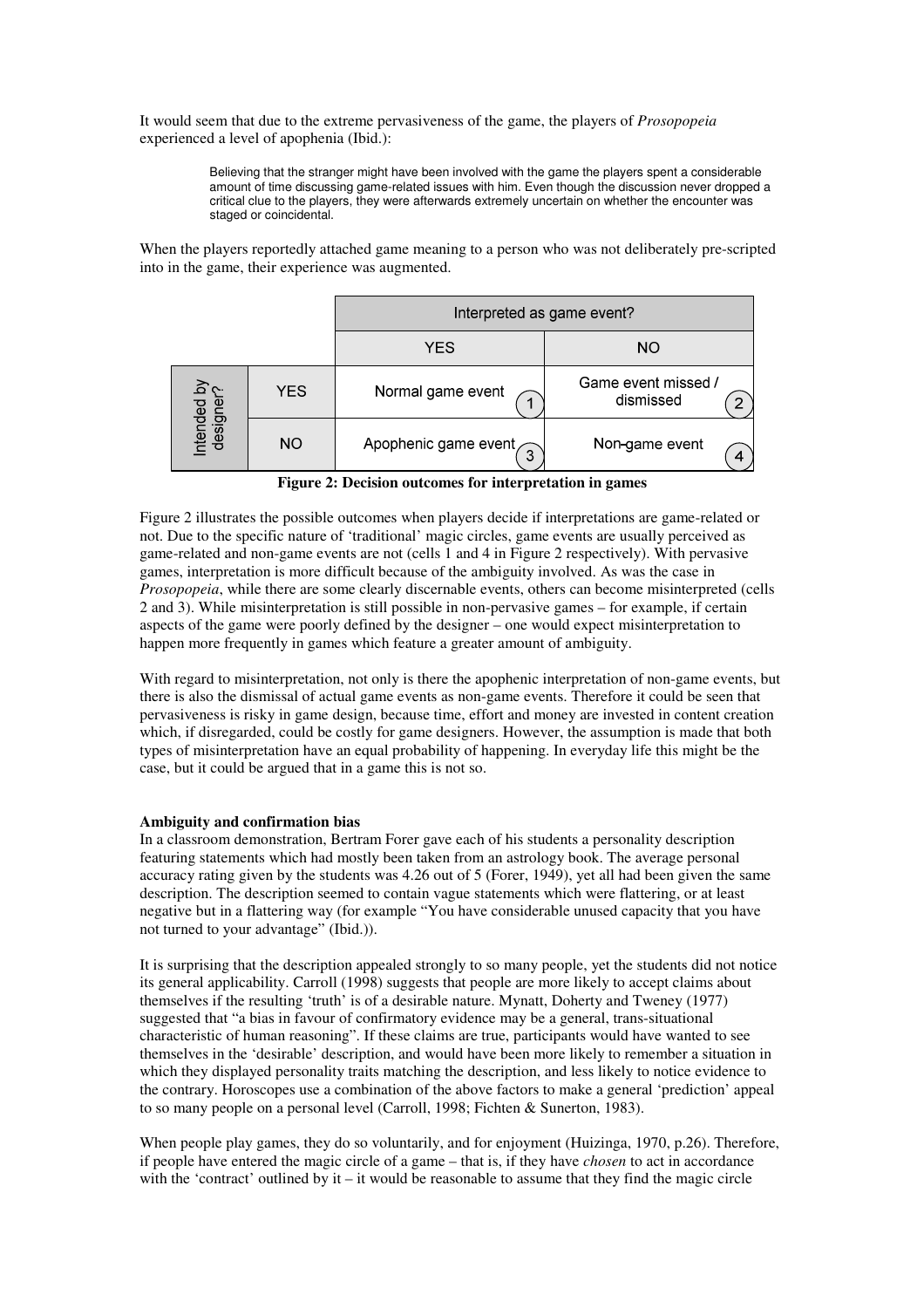It would seem that due to the extreme pervasiveness of the game, the players of *Prosopopeia* experienced a level of apophenia (Ibid.):

> Believing that the stranger might have been involved with the game the players spent a considerable amount of time discussing game-related issues with him. Even though the discussion never dropped a critical clue to the players, they were afterwards extremely uncertain on whether the encounter was staged or coincidental.

When the players reportedly attached game meaning to a person who was not deliberately pre-scripted into in the game, their experience was augmented.

| | | Interpreted as game event? | |
|---|---|---|---|
| | | YES | NO |
| Intended by designer? | YES | Normal game event (1) | Game event missed / dismissed (2) |
| | NO | Apophenic game event (3) | Non-game event (4) |

**Figure 2: Decision outcomes for interpretation in games**

Figure 2 illustrates the possible outcomes when players decide if interpretations are game-related or not. Due to the specific nature of 'traditional' magic circles, game events are usually perceived as game-related and non-game events are not (cells 1 and 4 in Figure 2 respectively). With pervasive games, interpretation is more difficult because of the ambiguity involved. As was the case in *Prosopopeia*, while there are some clearly discernable events, others can become misinterpreted (cells 2 and 3). While misinterpretation is still possible in non-pervasive games – for example, if certain aspects of the game were poorly defined by the designer – one would expect misinterpretation to happen more frequently in games which feature a greater amount of ambiguity.

With regard to misinterpretation, not only is there the apophenic interpretation of non-game events, but there is also the dismissal of actual game events as non-game events. Therefore it could be seen that pervasiveness is risky in game design, because time, effort and money are invested in content creation which, if disregarded, could be costly for game designers. However, the assumption is made that both types of misinterpretation have an equal probability of happening. In everyday life this might be the case, but it could be argued that in a game this is not so.

**Ambiguity and confirmation bias**

In a classroom demonstration, Bertram Forer gave each of his students a personality description featuring statements which had mostly been taken from an astrology book. The average personal accuracy rating given by the students was 4.26 out of 5 (Forer, 1949), yet all had been given the same description. The description seemed to contain vague statements which were flattering, or at least negative but in a flattering way (for example "You have considerable unused capacity that you have not turned to your advantage" (Ibid.)).

It is surprising that the description appealed strongly to so many people, yet the students did not notice its general applicability. Carroll (1998) suggests that people are more likely to accept claims about themselves if the resulting 'truth' is of a desirable nature. Mynatt, Doherty and Tweney (1977) suggested that "a bias in favour of confirmatory evidence may be a general, trans-situational characteristic of human reasoning". If these claims are true, participants would have wanted to see themselves in the 'desirable' description, and would have been more likely to remember a situation in which they displayed personality traits matching the description, and less likely to notice evidence to the contrary. Horoscopes use a combination of the above factors to make a general 'prediction' appeal to so many people on a personal level (Carroll, 1998; Fichten & Sunerton, 1983).

When people play games, they do so voluntarily, and for enjoyment (Huizinga, 1970, p.26). Therefore, if people have entered the magic circle of a game – that is, if they have *chosen* to act in accordance with the 'contract' outlined by it – it would be reasonable to assume that they find the magic circle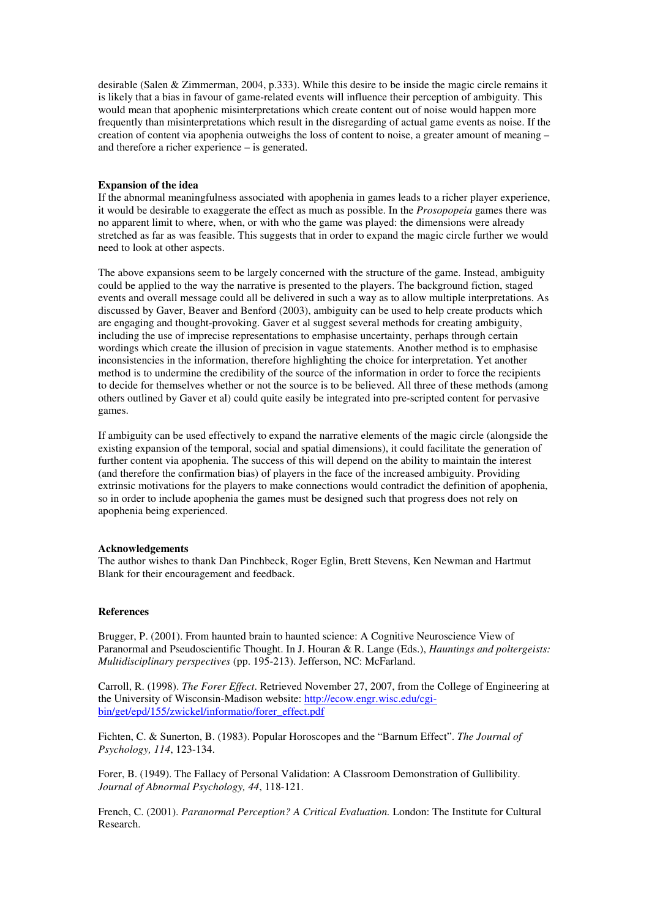desirable (Salen & Zimmerman, 2004, p.333). While this desire to be inside the magic circle remains it is likely that a bias in favour of game-related events will influence their perception of ambiguity. This would mean that apophenic misinterpretations which create content out of noise would happen more frequently than misinterpretations which result in the disregarding of actual game events as noise. If the creation of content via apophenia outweighs the loss of content to noise, a greater amount of meaning – and therefore a richer experience – is generated.

**Expansion of the idea**

If the abnormal meaningfulness associated with apophenia in games leads to a richer player experience, it would be desirable to exaggerate the effect as much as possible. In the *Prosopopeia* games there was no apparent limit to where, when, or with who the game was played: the dimensions were already stretched as far as was feasible. This suggests that in order to expand the magic circle further we would need to look at other aspects.

The above expansions seem to be largely concerned with the structure of the game. Instead, ambiguity could be applied to the way the narrative is presented to the players. The background fiction, staged events and overall message could all be delivered in such a way as to allow multiple interpretations. As discussed by Gaver, Beaver and Benford (2003), ambiguity can be used to help create products which are engaging and thought-provoking. Gaver et al suggest several methods for creating ambiguity, including the use of imprecise representations to emphasise uncertainty, perhaps through certain wordings which create the illusion of precision in vague statements. Another method is to emphasise inconsistencies in the information, therefore highlighting the choice for interpretation. Yet another method is to undermine the credibility of the source of the information in order to force the recipients to decide for themselves whether or not the source is to be believed. All three of these methods (among others outlined by Gaver et al) could quite easily be integrated into pre-scripted content for pervasive games.

If ambiguity can be used effectively to expand the narrative elements of the magic circle (alongside the existing expansion of the temporal, social and spatial dimensions), it could facilitate the generation of further content via apophenia. The success of this will depend on the ability to maintain the interest (and therefore the confirmation bias) of players in the face of the increased ambiguity. Providing extrinsic motivations for the players to make connections would contradict the definition of apophenia, so in order to include apophenia the games must be designed such that progress does not rely on apophenia being experienced.

**Acknowledgements**

The author wishes to thank Dan Pinchbeck, Roger Eglin, Brett Stevens, Ken Newman and Hartmut Blank for their encouragement and feedback.

**References**

Brugger, P. (2001). From haunted brain to haunted science: A Cognitive Neuroscience View of Paranormal and Pseudoscientific Thought. In J. Houran & R. Lange (Eds.), *Hauntings and poltergeists: Multidisciplinary perspectives* (pp. 195-213). Jefferson, NC: McFarland.

Carroll, R. (1998). *The Forer Effect*. Retrieved November 27, 2007, from the College of Engineering at the University of Wisconsin-Madison website: http://ecow.engr.wisc.edu/cgi-bin/get/epd/155/zwickel/informatio/forer_effect.pdf

Fichten, C. & Sunerton, B. (1983). Popular Horoscopes and the "Barnum Effect". *The Journal of Psychology, 114*, 123-134.

Forer, B. (1949). The Fallacy of Personal Validation: A Classroom Demonstration of Gullibility. *Journal of Abnormal Psychology, 44*, 118-121.

French, C. (2001). *Paranormal Perception? A Critical Evaluation.* London: The Institute for Cultural Research.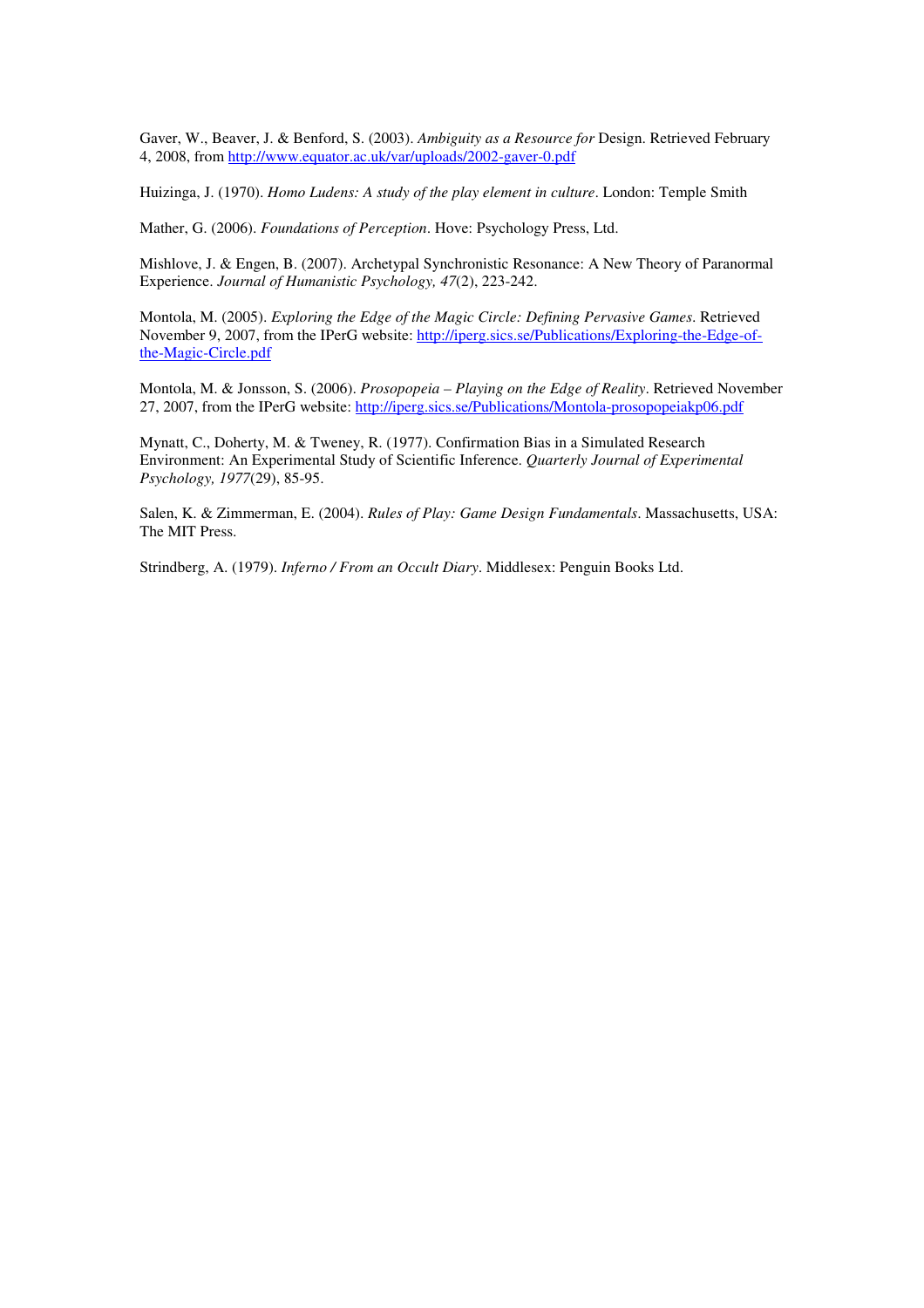Gaver, W., Beaver, J. & Benford, S. (2003). *Ambiguity as a Resource for* Design. Retrieved February 4, 2008, from http://www.equator.ac.uk/var/uploads/2002-gaver-0.pdf

Huizinga, J. (1970). *Homo Ludens: A study of the play element in culture*. London: Temple Smith

Mather, G. (2006). *Foundations of Perception*. Hove: Psychology Press, Ltd.

Mishlove, J. & Engen, B. (2007). Archetypal Synchronistic Resonance: A New Theory of Paranormal Experience. *Journal of Humanistic Psychology, 47*(2), 223-242.

Montola, M. (2005). *Exploring the Edge of the Magic Circle: Defining Pervasive Games*. Retrieved November 9, 2007, from the IPerG website: http://iperg.sics.se/Publications/Exploring-the-Edge-of-the-Magic-Circle.pdf

Montola, M. & Jonsson, S. (2006). *Prosopopeia – Playing on the Edge of Reality*. Retrieved November 27, 2007, from the IPerG website: http://iperg.sics.se/Publications/Montola-prosopopeiakp06.pdf

Mynatt, C., Doherty, M. & Tweney, R. (1977). Confirmation Bias in a Simulated Research Environment: An Experimental Study of Scientific Inference. *Quarterly Journal of Experimental Psychology, 1977*(29), 85-95.

Salen, K. & Zimmerman, E. (2004). *Rules of Play: Game Design Fundamentals*. Massachusetts, USA: The MIT Press.

Strindberg, A. (1979). *Inferno / From an Occult Diary*. Middlesex: Penguin Books Ltd.